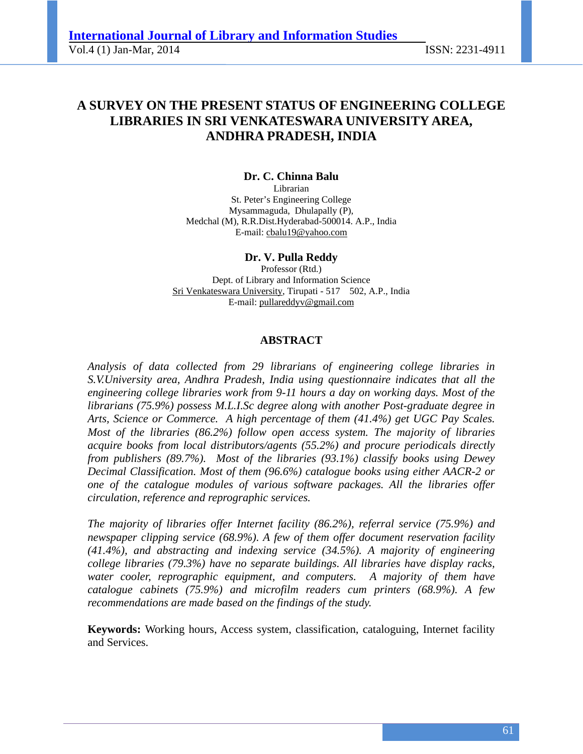# A SURVEY ON THE PRESENT STATUS OF ENGINEERING COLLEGE LIBRARIES IN SRI VENKATESWARA UNIVERSITY AREA, ANDHRA PRADESH, INDIA

**Dr. C. Chinna Balu**
Librarian
St. Peter's Engineering College
Mysammaguda, Dhulapally (P),
Medchal (M), R.R.Dist.Hyderabad-500014. A.P., India
E-mail: cbalu19@yahoo.com

**Dr. V. Pulla Reddy**
Professor (Rtd.)
Dept. of Library and Information Science
Sri Venkateswara University, Tirupati - 517 502, A.P., India
E-mail: pullareddyv@gmail.com

## ABSTRACT

*Analysis of data collected from 29 librarians of engineering college libraries in S.V.University area, Andhra Pradesh, India using questionnaire indicates that all the engineering college libraries work from 9-11 hours a day on working days. Most of the librarians (75.9%) possess M.L.I.Sc degree along with another Post-graduate degree in Arts, Science or Commerce. A high percentage of them (41.4%) get UGC Pay Scales. Most of the libraries (86.2%) follow open access system. The majority of libraries acquire books from local distributors/agents (55.2%) and procure periodicals directly from publishers (89.7%). Most of the libraries (93.1%) classify books using Dewey Decimal Classification. Most of them (96.6%) catalogue books using either AACR-2 or one of the catalogue modules of various software packages. All the libraries offer circulation, reference and reprographic services.*

*The majority of libraries offer Internet facility (86.2%), referral service (75.9%) and newspaper clipping service (68.9%). A few of them offer document reservation facility (41.4%), and abstracting and indexing service (34.5%). A majority of engineering college libraries (79.3%) have no separate buildings. All libraries have display racks, water cooler, reprographic equipment, and computers. A majority of them have catalogue cabinets (75.9%) and microfilm readers cum printers (68.9%). A few recommendations are made based on the findings of the study.*

**Keywords:** Working hours, Access system, classification, cataloguing, Internet facility and Services.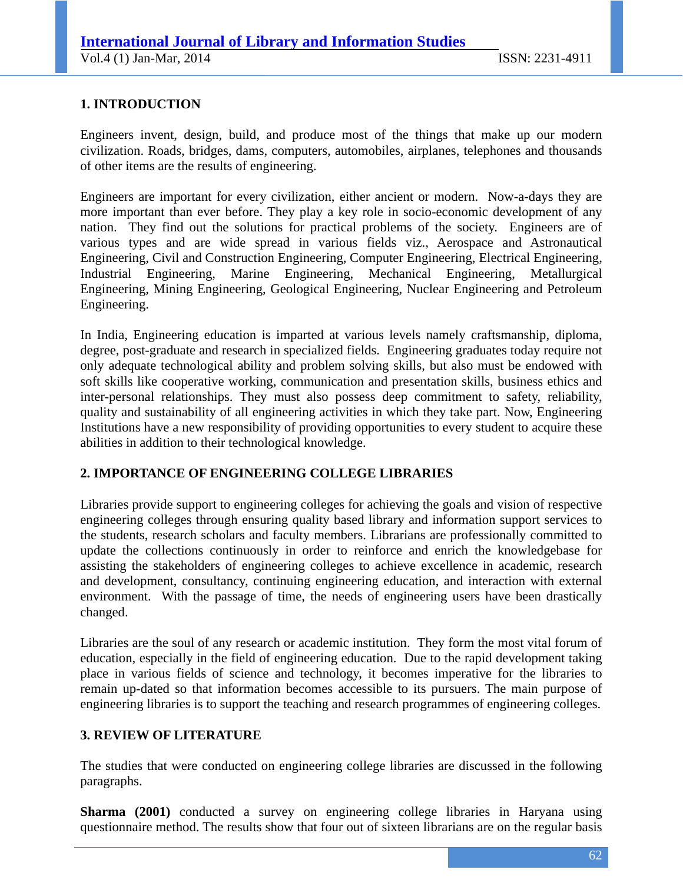## 1. INTRODUCTION

Engineers invent, design, build, and produce most of the things that make up our modern civilization. Roads, bridges, dams, computers, automobiles, airplanes, telephones and thousands of other items are the results of engineering.

Engineers are important for every civilization, either ancient or modern. Now-a-days they are more important than ever before. They play a key role in socio-economic development of any nation. They find out the solutions for practical problems of the society. Engineers are of various types and are wide spread in various fields viz., Aerospace and Astronautical Engineering, Civil and Construction Engineering, Computer Engineering, Electrical Engineering, Industrial Engineering, Marine Engineering, Mechanical Engineering, Metallurgical Engineering, Mining Engineering, Geological Engineering, Nuclear Engineering and Petroleum Engineering.

In India, Engineering education is imparted at various levels namely craftsmanship, diploma, degree, post-graduate and research in specialized fields. Engineering graduates today require not only adequate technological ability and problem solving skills, but also must be endowed with soft skills like cooperative working, communication and presentation skills, business ethics and inter-personal relationships. They must also possess deep commitment to safety, reliability, quality and sustainability of all engineering activities in which they take part. Now, Engineering Institutions have a new responsibility of providing opportunities to every student to acquire these abilities in addition to their technological knowledge.

## 2. IMPORTANCE OF ENGINEERING COLLEGE LIBRARIES

Libraries provide support to engineering colleges for achieving the goals and vision of respective engineering colleges through ensuring quality based library and information support services to the students, research scholars and faculty members. Librarians are professionally committed to update the collections continuously in order to reinforce and enrich the knowledgebase for assisting the stakeholders of engineering colleges to achieve excellence in academic, research and development, consultancy, continuing engineering education, and interaction with external environment. With the passage of time, the needs of engineering users have been drastically changed.

Libraries are the soul of any research or academic institution. They form the most vital forum of education, especially in the field of engineering education. Due to the rapid development taking place in various fields of science and technology, it becomes imperative for the libraries to remain up-dated so that information becomes accessible to its pursuers. The main purpose of engineering libraries is to support the teaching and research programmes of engineering colleges.

## 3. REVIEW OF LITERATURE

The studies that were conducted on engineering college libraries are discussed in the following paragraphs.

**Sharma (2001)** conducted a survey on engineering college libraries in Haryana using questionnaire method. The results show that four out of sixteen librarians are on the regular basis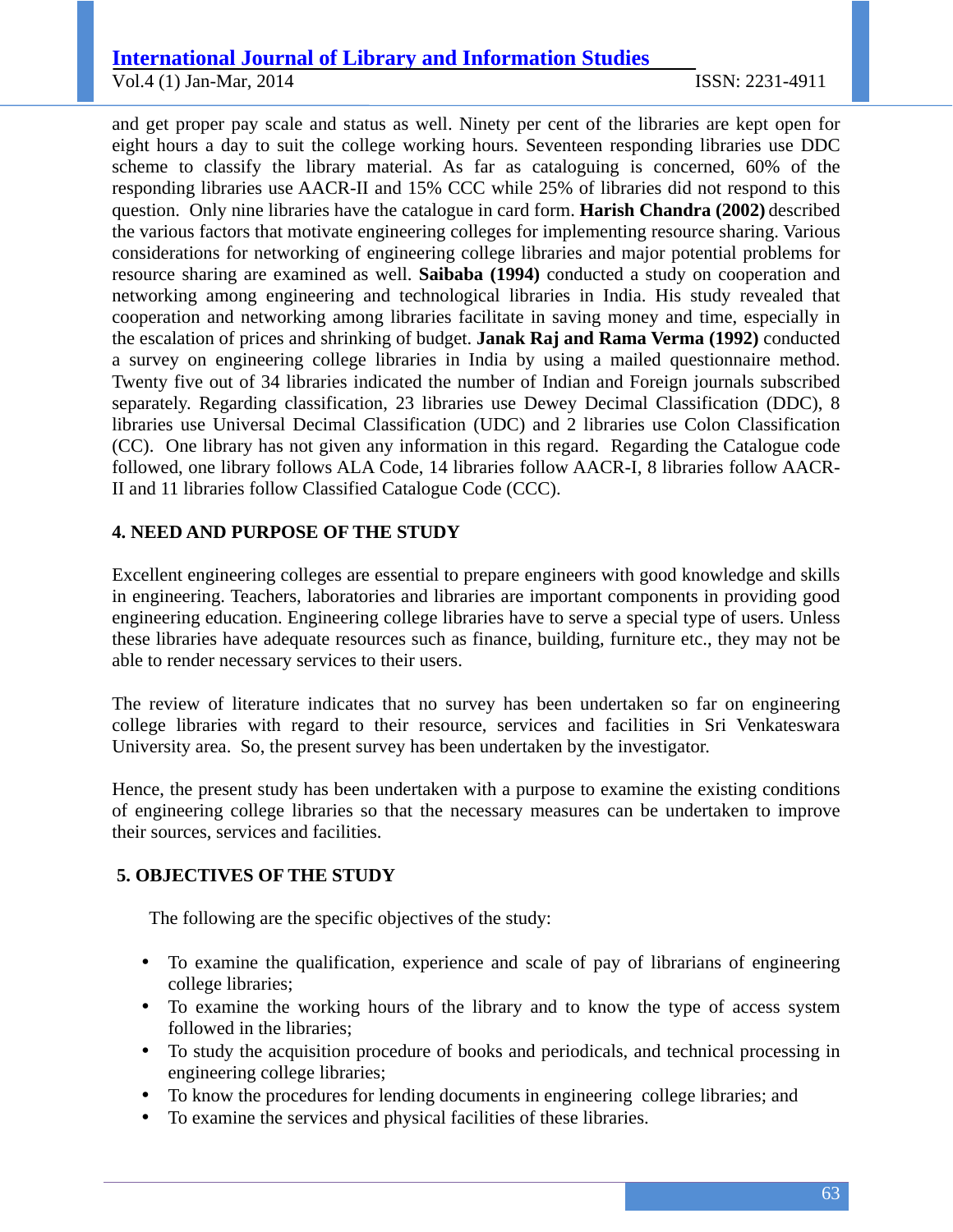and get proper pay scale and status as well. Ninety per cent of the libraries are kept open for eight hours a day to suit the college working hours. Seventeen responding libraries use DDC scheme to classify the library material. As far as cataloguing is concerned, 60% of the responding libraries use AACR-II and 15% CCC while 25% of libraries did not respond to this question. Only nine libraries have the catalogue in card form. **Harish Chandra (2002)** described the various factors that motivate engineering colleges for implementing resource sharing. Various considerations for networking of engineering college libraries and major potential problems for resource sharing are examined as well. **Saibaba (1994)** conducted a study on cooperation and networking among engineering and technological libraries in India. His study revealed that cooperation and networking among libraries facilitate in saving money and time, especially in the escalation of prices and shrinking of budget. **Janak Raj and Rama Verma (1992)** conducted a survey on engineering college libraries in India by using a mailed questionnaire method. Twenty five out of 34 libraries indicated the number of Indian and Foreign journals subscribed separately. Regarding classification, 23 libraries use Dewey Decimal Classification (DDC), 8 libraries use Universal Decimal Classification (UDC) and 2 libraries use Colon Classification (CC). One library has not given any information in this regard. Regarding the Catalogue code followed, one library follows ALA Code, 14 libraries follow AACR-I, 8 libraries follow AACR-II and 11 libraries follow Classified Catalogue Code (CCC).

## 4. NEED AND PURPOSE OF THE STUDY

Excellent engineering colleges are essential to prepare engineers with good knowledge and skills in engineering. Teachers, laboratories and libraries are important components in providing good engineering education. Engineering college libraries have to serve a special type of users. Unless these libraries have adequate resources such as finance, building, furniture etc., they may not be able to render necessary services to their users.

The review of literature indicates that no survey has been undertaken so far on engineering college libraries with regard to their resource, services and facilities in Sri Venkateswara University area. So, the present survey has been undertaken by the investigator.

Hence, the present study has been undertaken with a purpose to examine the existing conditions of engineering college libraries so that the necessary measures can be undertaken to improve their sources, services and facilities.

## 5. OBJECTIVES OF THE STUDY

The following are the specific objectives of the study:

- To examine the qualification, experience and scale of pay of librarians of engineering college libraries;
- To examine the working hours of the library and to know the type of access system followed in the libraries;
- To study the acquisition procedure of books and periodicals, and technical processing in engineering college libraries;
- To know the procedures for lending documents in engineering college libraries; and
- To examine the services and physical facilities of these libraries.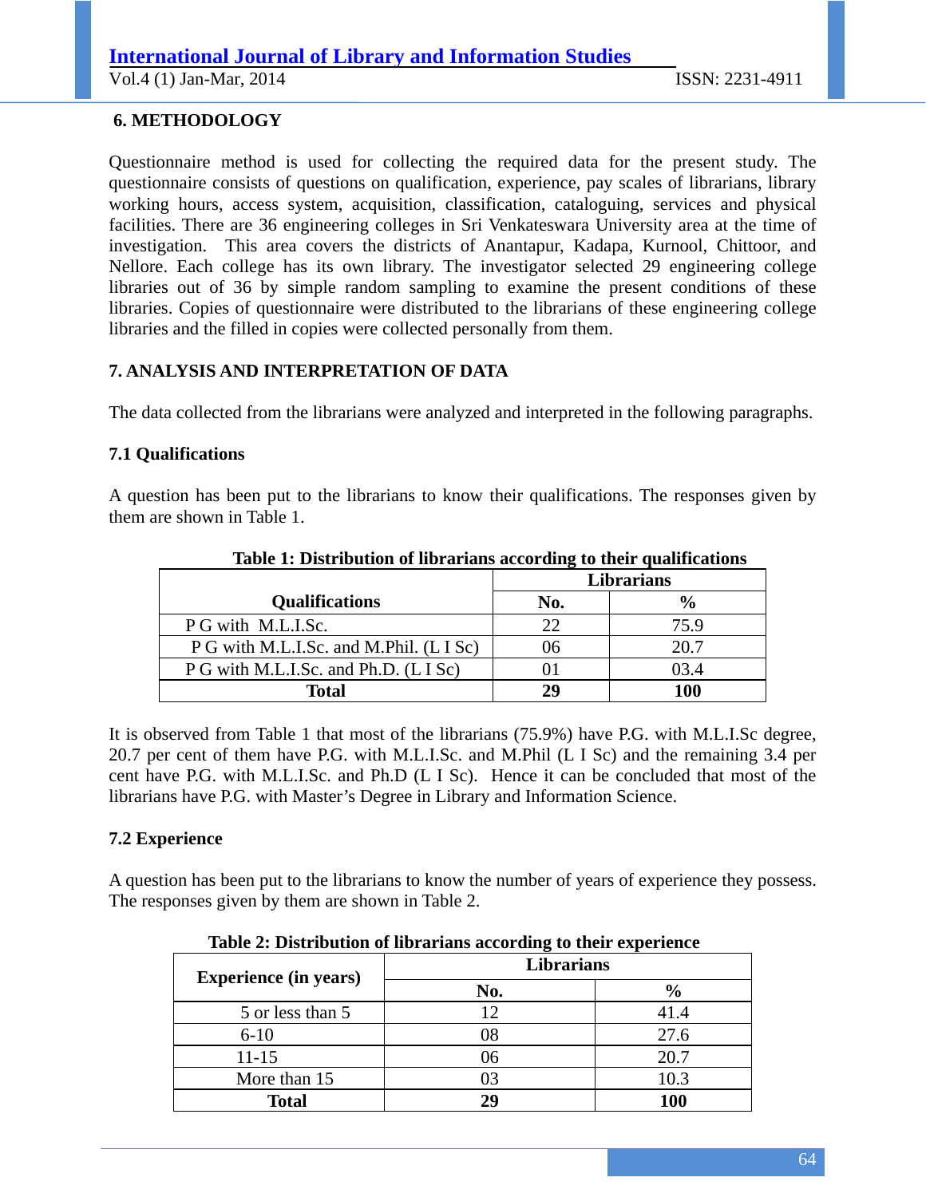## 6. METHODOLOGY

Questionnaire method is used for collecting the required data for the present study. The questionnaire consists of questions on qualification, experience, pay scales of librarians, library working hours, access system, acquisition, classification, cataloguing, services and physical facilities. There are 36 engineering colleges in Sri Venkateswara University area at the time of investigation. This area covers the districts of Anantapur, Kadapa, Kurnool, Chittoor, and Nellore. Each college has its own library. The investigator selected 29 engineering college libraries out of 36 by simple random sampling to examine the present conditions of these libraries. Copies of questionnaire were distributed to the librarians of these engineering college libraries and the filled in copies were collected personally from them.

## 7. ANALYSIS AND INTERPRETATION OF DATA

The data collected from the librarians were analyzed and interpreted in the following paragraphs.

### 7.1 Qualifications

A question has been put to the librarians to know their qualifications. The responses given by them are shown in Table 1.

**Table 1: Distribution of librarians according to their qualifications**

| Qualifications | Librarians | |
|---|---|---|
| | **No.** | **%** |
| P G with M.L.I.Sc. | 22 | 75.9 |
| P G with M.L.I.Sc. and M.Phil. (L I Sc) | 06 | 20.7 |
| P G with M.L.I.Sc. and Ph.D. (L I Sc) | 01 | 03.4 |
| **Total** | **29** | **100** |

It is observed from Table 1 that most of the librarians (75.9%) have P.G. with M.L.I.Sc degree, 20.7 per cent of them have P.G. with M.L.I.Sc. and M.Phil (L I Sc) and the remaining 3.4 per cent have P.G. with M.L.I.Sc. and Ph.D (L I Sc). Hence it can be concluded that most of the librarians have P.G. with Master's Degree in Library and Information Science.

### 7.2 Experience

A question has been put to the librarians to know the number of years of experience they possess. The responses given by them are shown in Table 2.

**Table 2: Distribution of librarians according to their experience**

| Experience (in years) | Librarians | |
|---|---|---|
| | **No.** | **%** |
| 5 or less than 5 | 12 | 41.4 |
| 6-10 | 08 | 27.6 |
| 11-15 | 06 | 20.7 |
| More than 15 | 03 | 10.3 |
| **Total** | **29** | **100** |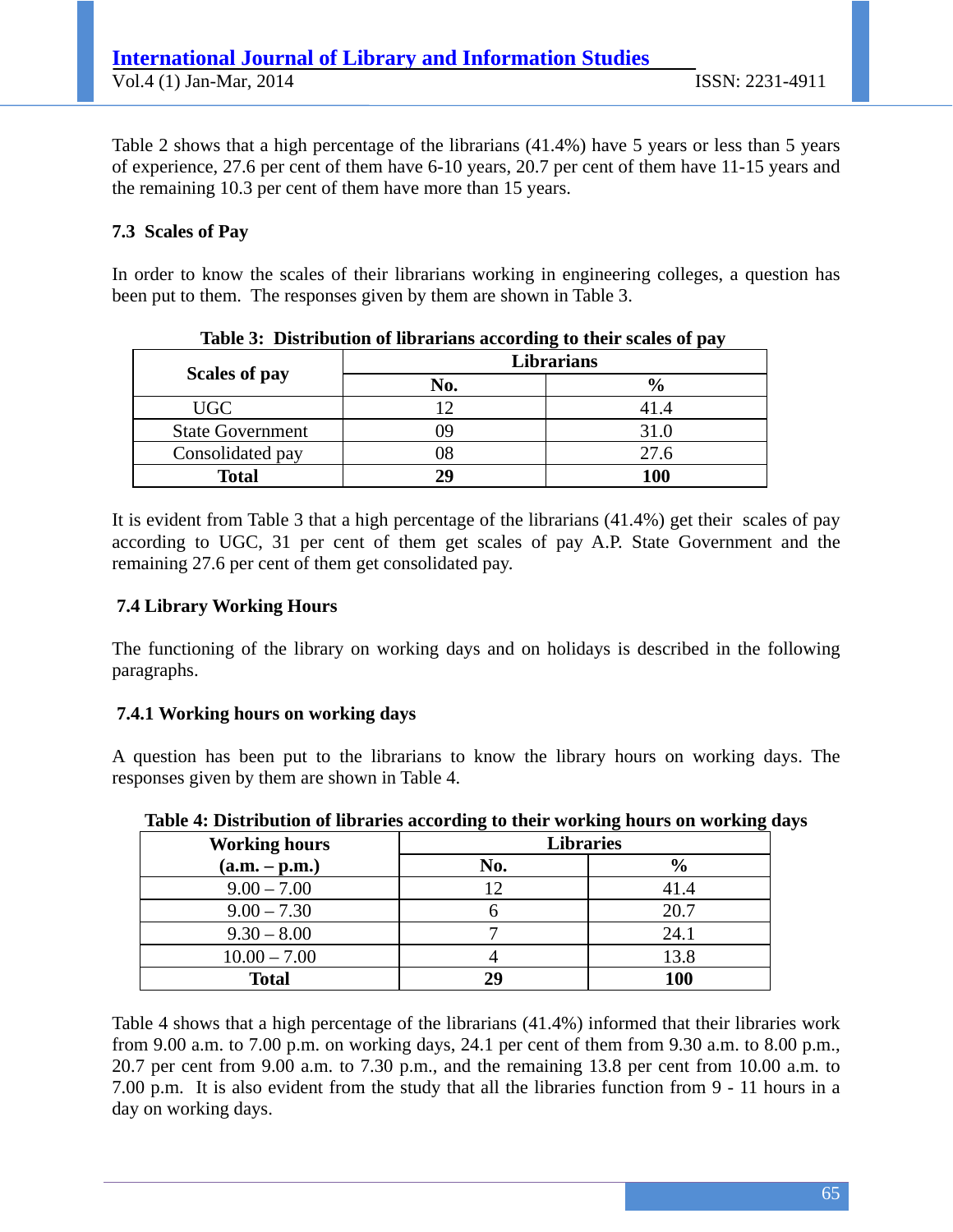Table 2 shows that a high percentage of the librarians (41.4%) have 5 years or less than 5 years of experience, 27.6 per cent of them have 6-10 years, 20.7 per cent of them have 11-15 years and the remaining 10.3 per cent of them have more than 15 years.

### 7.3 Scales of Pay

In order to know the scales of their librarians working in engineering colleges, a question has been put to them. The responses given by them are shown in Table 3.

**Table 3: Distribution of librarians according to their scales of pay**

| Scales of pay | Librarians | |
|---|---|---|
| | No. | % |
| UGC | 12 | 41.4 |
| State Government | 09 | 31.0 |
| Consolidated pay | 08 | 27.6 |
| **Total** | **29** | **100** |

It is evident from Table 3 that a high percentage of the librarians (41.4%) get their scales of pay according to UGC, 31 per cent of them get scales of pay A.P. State Government and the remaining 27.6 per cent of them get consolidated pay.

### 7.4 Library Working Hours

The functioning of the library on working days and on holidays is described in the following paragraphs.

#### 7.4.1 Working hours on working days

A question has been put to the librarians to know the library hours on working days. The responses given by them are shown in Table 4.

**Table 4: Distribution of libraries according to their working hours on working days**

| Working hours (a.m. – p.m.) | Libraries | |
|---|---|---|
| | No. | % |
| 9.00 – 7.00 | 12 | 41.4 |
| 9.00 – 7.30 | 6 | 20.7 |
| 9.30 – 8.00 | 7 | 24.1 |
| 10.00 – 7.00 | 4 | 13.8 |
| **Total** | **29** | **100** |

Table 4 shows that a high percentage of the librarians (41.4%) informed that their libraries work from 9.00 a.m. to 7.00 p.m. on working days, 24.1 per cent of them from 9.30 a.m. to 8.00 p.m., 20.7 per cent from 9.00 a.m. to 7.30 p.m., and the remaining 13.8 per cent from 10.00 a.m. to 7.00 p.m. It is also evident from the study that all the libraries function from 9 - 11 hours in a day on working days.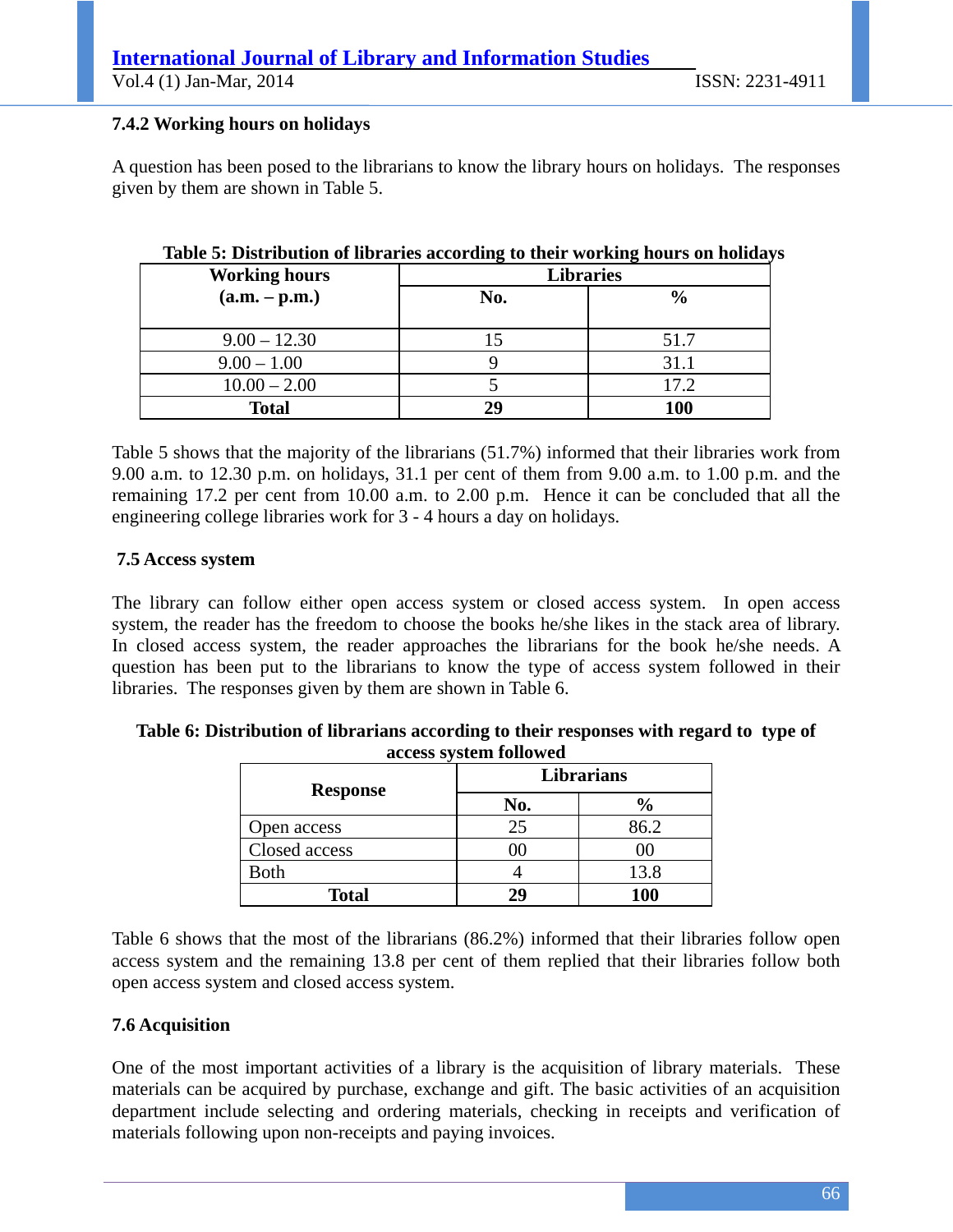### 7.4.2 Working hours on holidays

A question has been posed to the librarians to know the library hours on holidays. The responses given by them are shown in Table 5.

**Table 5: Distribution of libraries according to their working hours on holidays**

| Working hours (a.m. – p.m.) | Libraries | |
|---|---|---|
| | **No.** | **%** |
| 9.00 – 12.30 | 15 | 51.7 |
| 9.00 – 1.00 | 9 | 31.1 |
| 10.00 – 2.00 | 5 | 17.2 |
| **Total** | **29** | **100** |

Table 5 shows that the majority of the librarians (51.7%) informed that their libraries work from 9.00 a.m. to 12.30 p.m. on holidays, 31.1 per cent of them from 9.00 a.m. to 1.00 p.m. and the remaining 17.2 per cent from 10.00 a.m. to 2.00 p.m. Hence it can be concluded that all the engineering college libraries work for 3 - 4 hours a day on holidays.

### 7.5 Access system

The library can follow either open access system or closed access system. In open access system, the reader has the freedom to choose the books he/she likes in the stack area of library. In closed access system, the reader approaches the librarians for the book he/she needs. A question has been put to the librarians to know the type of access system followed in their libraries. The responses given by them are shown in Table 6.

**Table 6: Distribution of librarians according to their responses with regard to type of access system followed**

| Response | Librarians | |
|---|---|---|
| | **No.** | **%** |
| Open access | 25 | 86.2 |
| Closed access | 00 | 00 |
| Both | 4 | 13.8 |
| **Total** | **29** | **100** |

Table 6 shows that the most of the librarians (86.2%) informed that their libraries follow open access system and the remaining 13.8 per cent of them replied that their libraries follow both open access system and closed access system.

### 7.6 Acquisition

One of the most important activities of a library is the acquisition of library materials. These materials can be acquired by purchase, exchange and gift. The basic activities of an acquisition department include selecting and ordering materials, checking in receipts and verification of materials following upon non-receipts and paying invoices.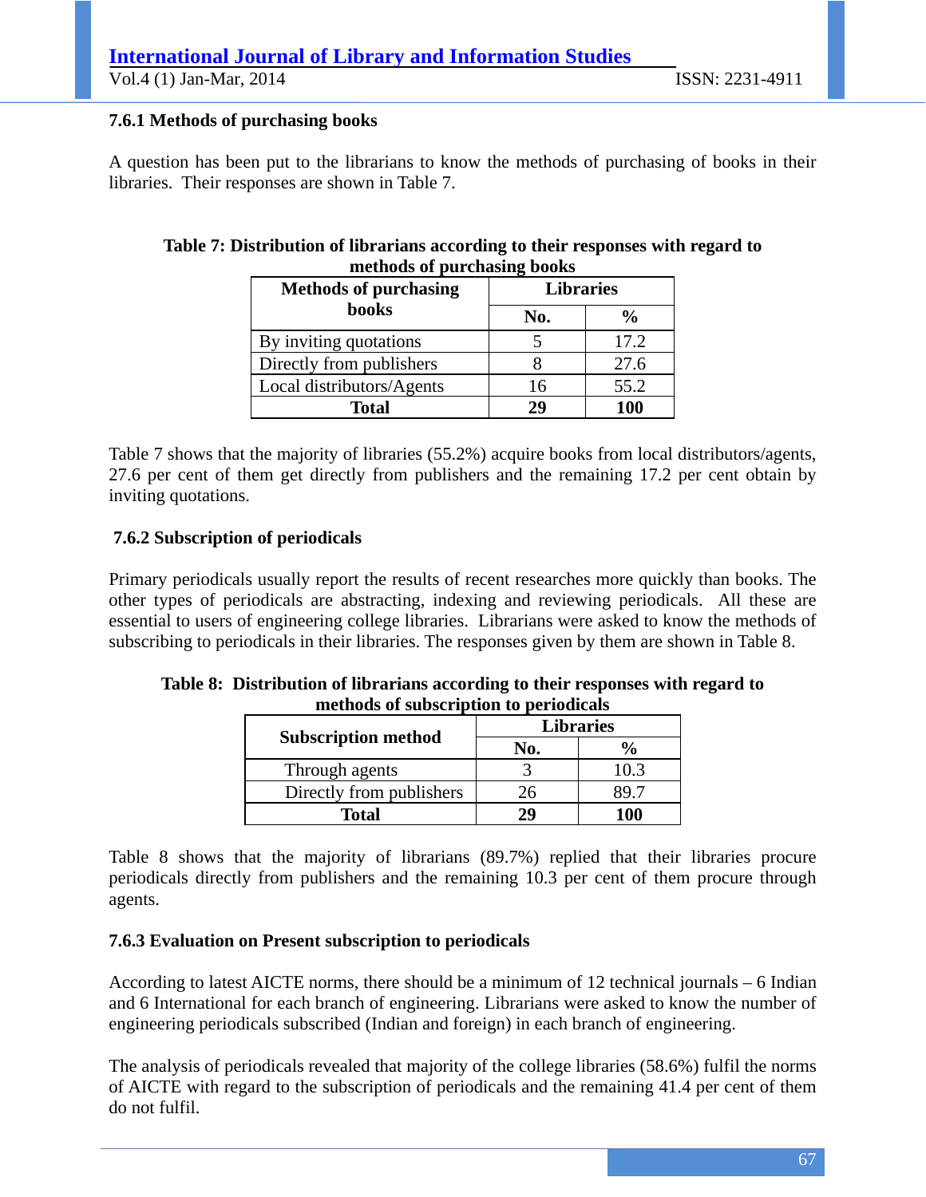### 7.6.1 Methods of purchasing books

A question has been put to the librarians to know the methods of purchasing of books in their libraries. Their responses are shown in Table 7.

**Table 7: Distribution of librarians according to their responses with regard to methods of purchasing books**

| Methods of purchasing books | Libraries | |
|---|---|---|
| | No. | % |
| By inviting quotations | 5 | 17.2 |
| Directly from publishers | 8 | 27.6 |
| Local distributors/Agents | 16 | 55.2 |
| **Total** | **29** | **100** |

Table 7 shows that the majority of libraries (55.2%) acquire books from local distributors/agents, 27.6 per cent of them get directly from publishers and the remaining 17.2 per cent obtain by inviting quotations.

### 7.6.2 Subscription of periodicals

Primary periodicals usually report the results of recent researches more quickly than books. The other types of periodicals are abstracting, indexing and reviewing periodicals. All these are essential to users of engineering college libraries. Librarians were asked to know the methods of subscribing to periodicals in their libraries. The responses given by them are shown in Table 8.

**Table 8: Distribution of librarians according to their responses with regard to methods of subscription to periodicals**

| Subscription method | Libraries | |
|---|---|---|
| | No. | % |
| Through agents | 3 | 10.3 |
| Directly from publishers | 26 | 89.7 |
| **Total** | **29** | **100** |

Table 8 shows that the majority of librarians (89.7%) replied that their libraries procure periodicals directly from publishers and the remaining 10.3 per cent of them procure through agents.

### 7.6.3 Evaluation on Present subscription to periodicals

According to latest AICTE norms, there should be a minimum of 12 technical journals – 6 Indian and 6 International for each branch of engineering. Librarians were asked to know the number of engineering periodicals subscribed (Indian and foreign) in each branch of engineering.

The analysis of periodicals revealed that majority of the college libraries (58.6%) fulfil the norms of AICTE with regard to the subscription of periodicals and the remaining 41.4 per cent of them do not fulfil.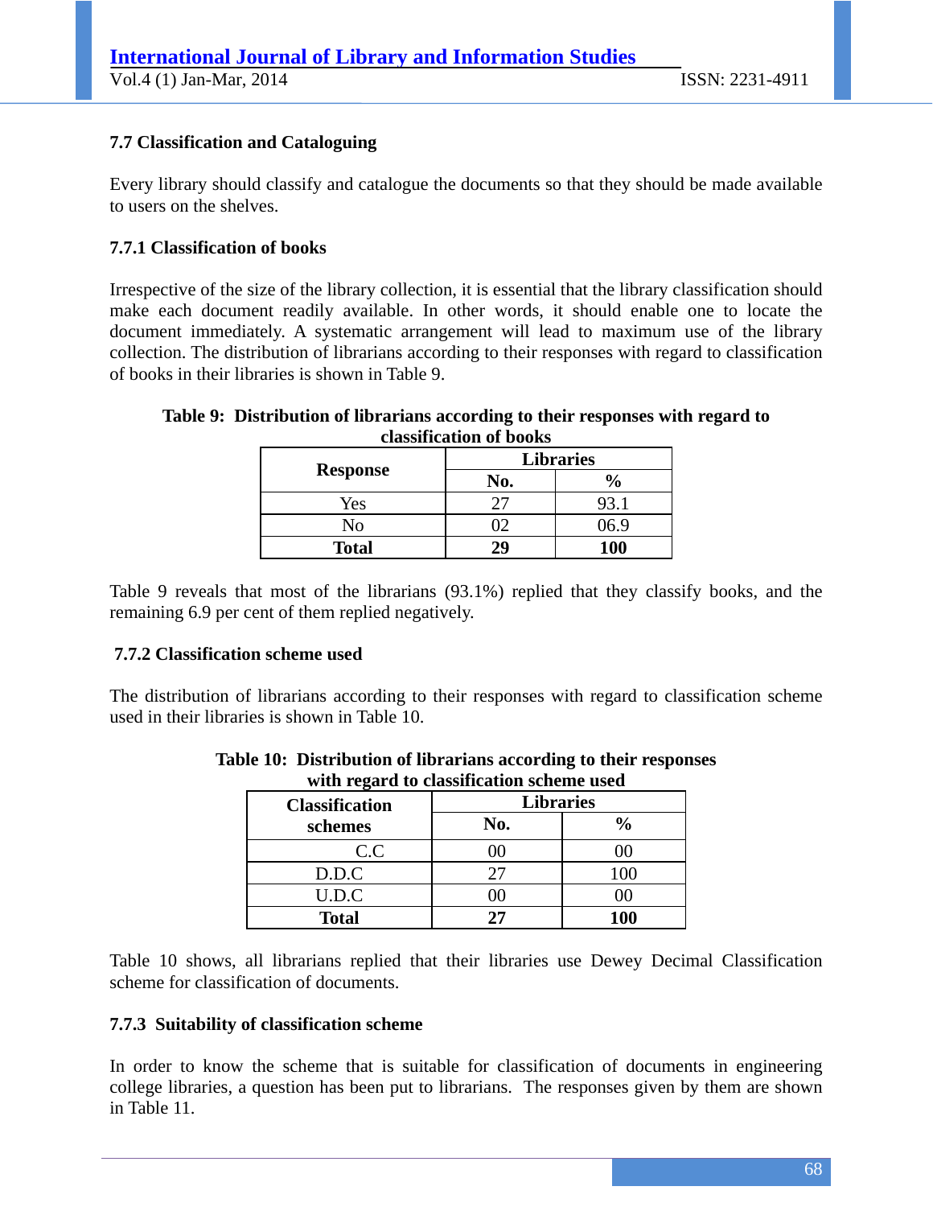### 7.7 Classification and Cataloguing

Every library should classify and catalogue the documents so that they should be made available to users on the shelves.

#### 7.7.1 Classification of books

Irrespective of the size of the library collection, it is essential that the library classification should make each document readily available. In other words, it should enable one to locate the document immediately. A systematic arrangement will lead to maximum use of the library collection. The distribution of librarians according to their responses with regard to classification of books in their libraries is shown in Table 9.

**Table 9: Distribution of librarians according to their responses with regard to classification of books**

| Response | Libraries | |
|---|---|---|
| | No. | % |
| Yes | 27 | 93.1 |
| No | 02 | 06.9 |
| **Total** | **29** | **100** |

Table 9 reveals that most of the librarians (93.1%) replied that they classify books, and the remaining 6.9 per cent of them replied negatively.

#### 7.7.2 Classification scheme used

The distribution of librarians according to their responses with regard to classification scheme used in their libraries is shown in Table 10.

**Table 10: Distribution of librarians according to their responses with regard to classification scheme used**

| Classification schemes | Libraries | |
|---|---|---|
| | No. | % |
| C.C | 00 | 00 |
| D.D.C | 27 | 100 |
| U.D.C | 00 | 00 |
| **Total** | **27** | **100** |

Table 10 shows, all librarians replied that their libraries use Dewey Decimal Classification scheme for classification of documents.

#### 7.7.3 Suitability of classification scheme

In order to know the scheme that is suitable for classification of documents in engineering college libraries, a question has been put to librarians. The responses given by them are shown in Table 11.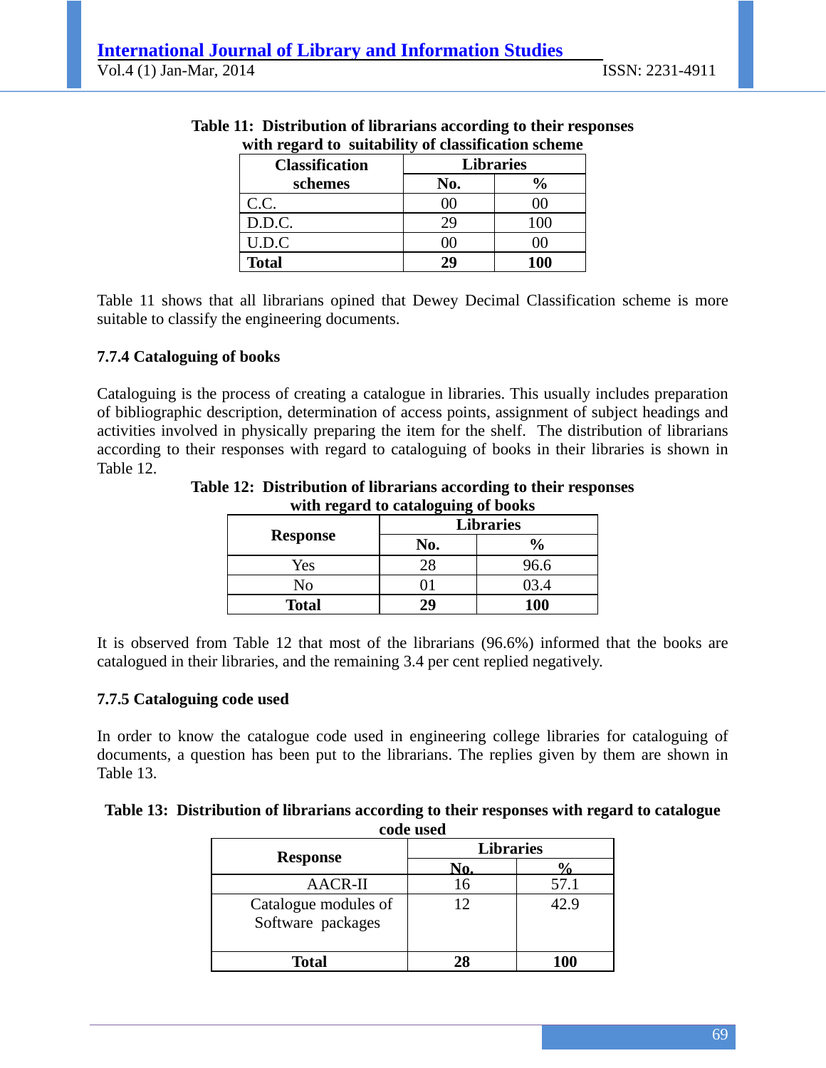**Table 11: Distribution of librarians according to their responses with regard to suitability of classification scheme**

| Classification schemes | Libraries | |
|---|---|---|
| | No. | % |
| C.C. | 00 | 00 |
| D.D.C. | 29 | 100 |
| U.D.C | 00 | 00 |
| **Total** | **29** | **100** |

Table 11 shows that all librarians opined that Dewey Decimal Classification scheme is more suitable to classify the engineering documents.

### 7.7.4 Cataloguing of books

Cataloguing is the process of creating a catalogue in libraries. This usually includes preparation of bibliographic description, determination of access points, assignment of subject headings and activities involved in physically preparing the item for the shelf. The distribution of librarians according to their responses with regard to cataloguing of books in their libraries is shown in Table 12.

**Table 12: Distribution of librarians according to their responses with regard to cataloguing of books**

| Response | Libraries | |
|---|---|---|
| | No. | % |
| Yes | 28 | 96.6 |
| No | 01 | 03.4 |
| **Total** | **29** | **100** |

It is observed from Table 12 that most of the librarians (96.6%) informed that the books are catalogued in their libraries, and the remaining 3.4 per cent replied negatively.

### 7.7.5 Cataloguing code used

In order to know the catalogue code used in engineering college libraries for cataloguing of documents, a question has been put to the librarians. The replies given by them are shown in Table 13.

**Table 13: Distribution of librarians according to their responses with regard to catalogue code used**

| Response | Libraries | |
|---|---|---|
| | No. | % |
| AACR-II | 16 | 57.1 |
| Catalogue modules of Software packages | 12 | 42.9 |
| **Total** | **28** | **100** |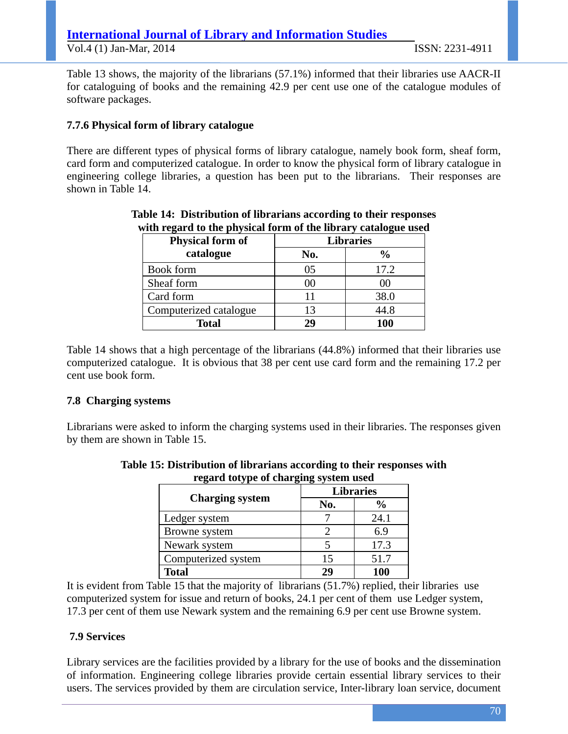Table 13 shows, the majority of the librarians (57.1%) informed that their libraries use AACR-II for cataloguing of books and the remaining 42.9 per cent use one of the catalogue modules of software packages.

### 7.7.6 Physical form of library catalogue

There are different types of physical forms of library catalogue, namely book form, sheaf form, card form and computerized catalogue. In order to know the physical form of library catalogue in engineering college libraries, a question has been put to the librarians. Their responses are shown in Table 14.

**Table 14: Distribution of librarians according to their responses with regard to the physical form of the library catalogue used**

| Physical form of catalogue | Libraries | |
|---|---|---|
| | No. | % |
| Book form | 05 | 17.2 |
| Sheaf form | 00 | 00 |
| Card form | 11 | 38.0 |
| Computerized catalogue | 13 | 44.8 |
| **Total** | **29** | **100** |

Table 14 shows that a high percentage of the librarians (44.8%) informed that their libraries use computerized catalogue. It is obvious that 38 per cent use card form and the remaining 17.2 per cent use book form.

### 7.8 Charging systems

Librarians were asked to inform the charging systems used in their libraries. The responses given by them are shown in Table 15.

**Table 15: Distribution of librarians according to their responses with regard totype of charging system used**

| Charging system | Libraries | |
|---|---|---|
| | No. | % |
| Ledger system | 7 | 24.1 |
| Browne system | 2 | 6.9 |
| Newark system | 5 | 17.3 |
| Computerized system | 15 | 51.7 |
| **Total** | **29** | **100** |

It is evident from Table 15 that the majority of librarians (51.7%) replied, their libraries use computerized system for issue and return of books, 24.1 per cent of them use Ledger system, 17.3 per cent of them use Newark system and the remaining 6.9 per cent use Browne system.

### 7.9 Services

Library services are the facilities provided by a library for the use of books and the dissemination of information. Engineering college libraries provide certain essential library services to their users. The services provided by them are circulation service, Inter-library loan service, document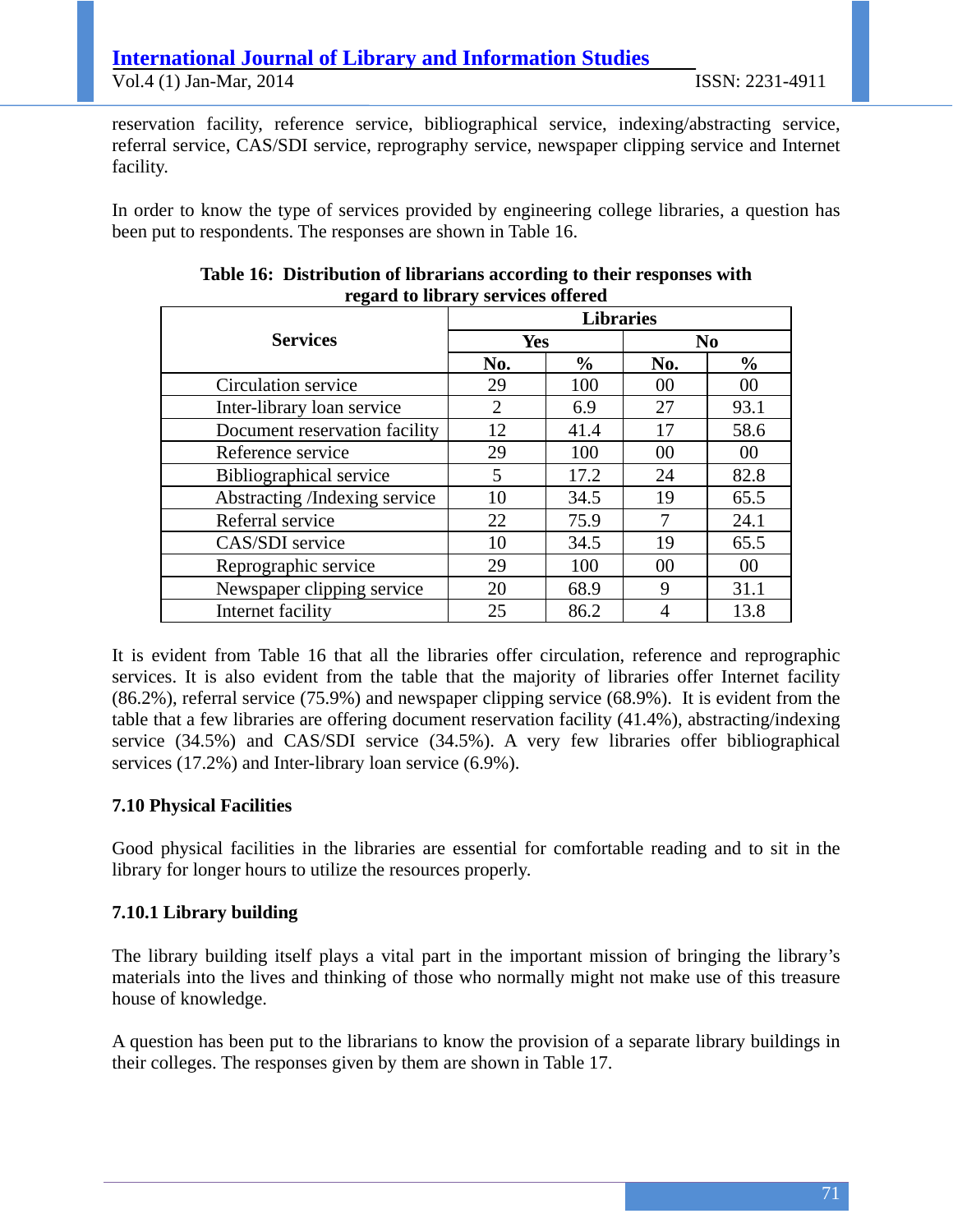reservation facility, reference service, bibliographical service, indexing/abstracting service, referral service, CAS/SDI service, reprography service, newspaper clipping service and Internet facility.

In order to know the type of services provided by engineering college libraries, a question has been put to respondents. The responses are shown in Table 16.

**Table 16: Distribution of librarians according to their responses with regard to library services offered**

| Services | Libraries | | | |
|---|---|---|---|---|
| | Yes | | No | |
| | No. | % | No. | % |
| Circulation service | 29 | 100 | 00 | 00 |
| Inter-library loan service | 2 | 6.9 | 27 | 93.1 |
| Document reservation facility | 12 | 41.4 | 17 | 58.6 |
| Reference service | 29 | 100 | 00 | 00 |
| Bibliographical service | 5 | 17.2 | 24 | 82.8 |
| Abstracting /Indexing service | 10 | 34.5 | 19 | 65.5 |
| Referral service | 22 | 75.9 | 7 | 24.1 |
| CAS/SDI service | 10 | 34.5 | 19 | 65.5 |
| Reprographic service | 29 | 100 | 00 | 00 |
| Newspaper clipping service | 20 | 68.9 | 9 | 31.1 |
| Internet facility | 25 | 86.2 | 4 | 13.8 |

It is evident from Table 16 that all the libraries offer circulation, reference and reprographic services. It is also evident from the table that the majority of libraries offer Internet facility (86.2%), referral service (75.9%) and newspaper clipping service (68.9%). It is evident from the table that a few libraries are offering document reservation facility (41.4%), abstracting/indexing service (34.5%) and CAS/SDI service (34.5%). A very few libraries offer bibliographical services (17.2%) and Inter-library loan service (6.9%).

### 7.10 Physical Facilities

Good physical facilities in the libraries are essential for comfortable reading and to sit in the library for longer hours to utilize the resources properly.

#### 7.10.1 Library building

The library building itself plays a vital part in the important mission of bringing the library's materials into the lives and thinking of those who normally might not make use of this treasure house of knowledge.

A question has been put to the librarians to know the provision of a separate library buildings in their colleges. The responses given by them are shown in Table 17.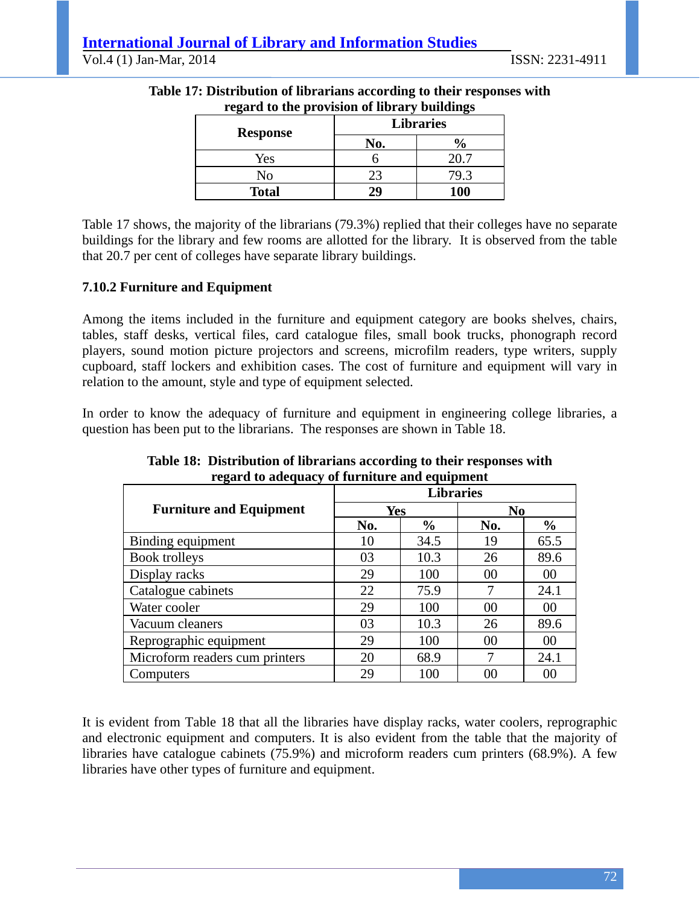**Table 17: Distribution of librarians according to their responses with regard to the provision of library buildings**

| Response | Libraries | |
|---|---|---|
| | No. | % |
| Yes | 6 | 20.7 |
| No | 23 | 79.3 |
| **Total** | **29** | **100** |

Table 17 shows, the majority of the librarians (79.3%) replied that their colleges have no separate buildings for the library and few rooms are allotted for the library. It is observed from the table that 20.7 per cent of colleges have separate library buildings.

### 7.10.2 Furniture and Equipment

Among the items included in the furniture and equipment category are books shelves, chairs, tables, staff desks, vertical files, card catalogue files, small book trucks, phonograph record players, sound motion picture projectors and screens, microfilm readers, type writers, supply cupboard, staff lockers and exhibition cases. The cost of furniture and equipment will vary in relation to the amount, style and type of equipment selected.

In order to know the adequacy of furniture and equipment in engineering college libraries, a question has been put to the librarians. The responses are shown in Table 18.

**Table 18: Distribution of librarians according to their responses with regard to adequacy of furniture and equipment**

| Furniture and Equipment | Libraries | | | |
|---|---|---|---|---|
| | Yes | | No | |
| | No. | % | No. | % |
| Binding equipment | 10 | 34.5 | 19 | 65.5 |
| Book trolleys | 03 | 10.3 | 26 | 89.6 |
| Display racks | 29 | 100 | 00 | 00 |
| Catalogue cabinets | 22 | 75.9 | 7 | 24.1 |
| Water cooler | 29 | 100 | 00 | 00 |
| Vacuum cleaners | 03 | 10.3 | 26 | 89.6 |
| Reprographic equipment | 29 | 100 | 00 | 00 |
| Microform readers cum printers | 20 | 68.9 | 7 | 24.1 |
| Computers | 29 | 100 | 00 | 00 |

It is evident from Table 18 that all the libraries have display racks, water coolers, reprographic and electronic equipment and computers. It is also evident from the table that the majority of libraries have catalogue cabinets (75.9%) and microform readers cum printers (68.9%). A few libraries have other types of furniture and equipment.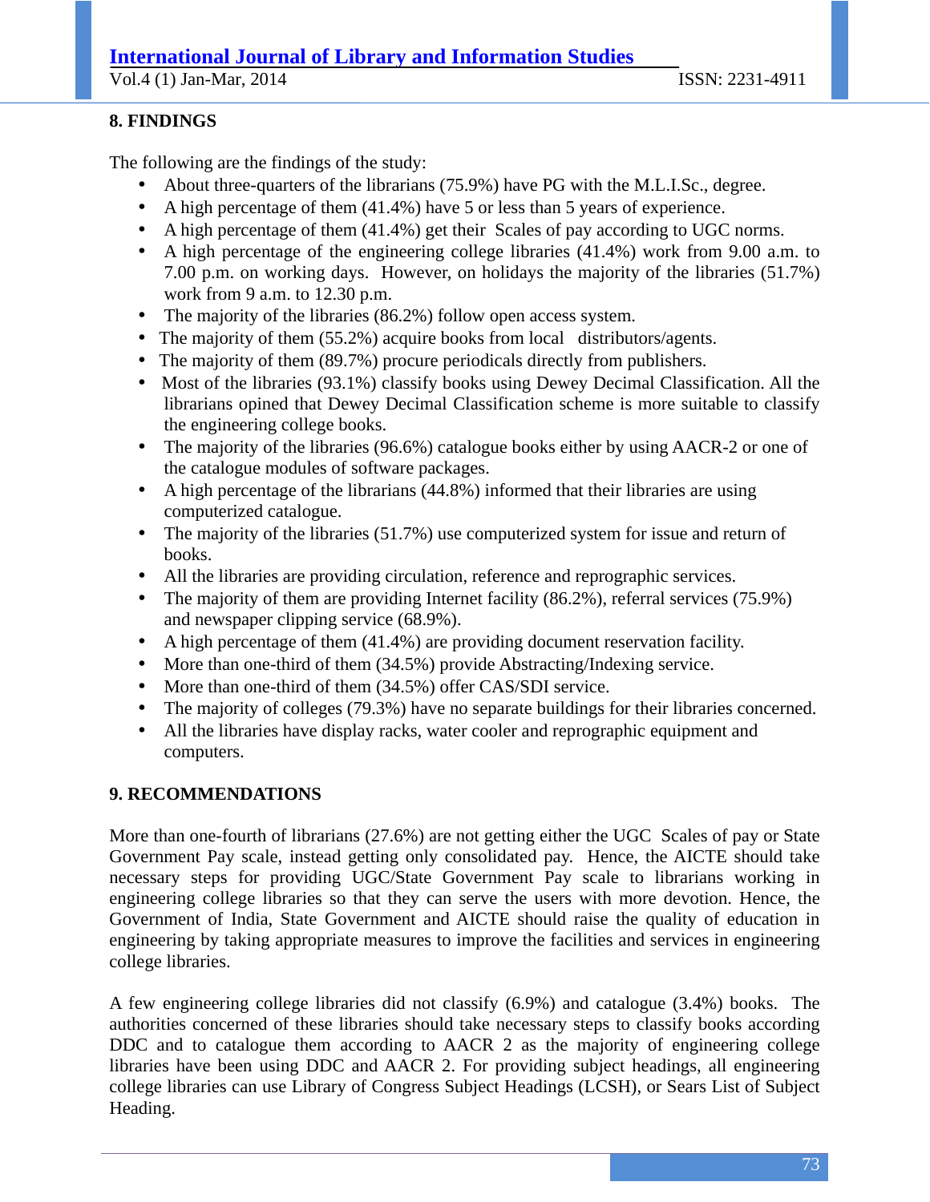## 8. FINDINGS

The following are the findings of the study:

- About three-quarters of the librarians (75.9%) have PG with the M.L.I.Sc., degree.
- A high percentage of them (41.4%) have 5 or less than 5 years of experience.
- A high percentage of them (41.4%) get their Scales of pay according to UGC norms.
- A high percentage of the engineering college libraries (41.4%) work from 9.00 a.m. to 7.00 p.m. on working days. However, on holidays the majority of the libraries (51.7%) work from 9 a.m. to 12.30 p.m.
- The majority of the libraries (86.2%) follow open access system.
- The majority of them (55.2%) acquire books from local distributors/agents.
- The majority of them (89.7%) procure periodicals directly from publishers.
- Most of the libraries (93.1%) classify books using Dewey Decimal Classification. All the librarians opined that Dewey Decimal Classification scheme is more suitable to classify the engineering college books.
- The majority of the libraries (96.6%) catalogue books either by using AACR-2 or one of the catalogue modules of software packages.
- A high percentage of the librarians (44.8%) informed that their libraries are using computerized catalogue.
- The majority of the libraries (51.7%) use computerized system for issue and return of books.
- All the libraries are providing circulation, reference and reprographic services.
- The majority of them are providing Internet facility (86.2%), referral services (75.9%) and newspaper clipping service (68.9%).
- A high percentage of them (41.4%) are providing document reservation facility.
- More than one-third of them (34.5%) provide Abstracting/Indexing service.
- More than one-third of them (34.5%) offer CAS/SDI service.
- The majority of colleges (79.3%) have no separate buildings for their libraries concerned.
- All the libraries have display racks, water cooler and reprographic equipment and computers.

## 9. RECOMMENDATIONS

More than one-fourth of librarians (27.6%) are not getting either the UGC Scales of pay or State Government Pay scale, instead getting only consolidated pay. Hence, the AICTE should take necessary steps for providing UGC/State Government Pay scale to librarians working in engineering college libraries so that they can serve the users with more devotion. Hence, the Government of India, State Government and AICTE should raise the quality of education in engineering by taking appropriate measures to improve the facilities and services in engineering college libraries.

A few engineering college libraries did not classify (6.9%) and catalogue (3.4%) books. The authorities concerned of these libraries should take necessary steps to classify books according DDC and to catalogue them according to AACR 2 as the majority of engineering college libraries have been using DDC and AACR 2. For providing subject headings, all engineering college libraries can use Library of Congress Subject Headings (LCSH), or Sears List of Subject Heading.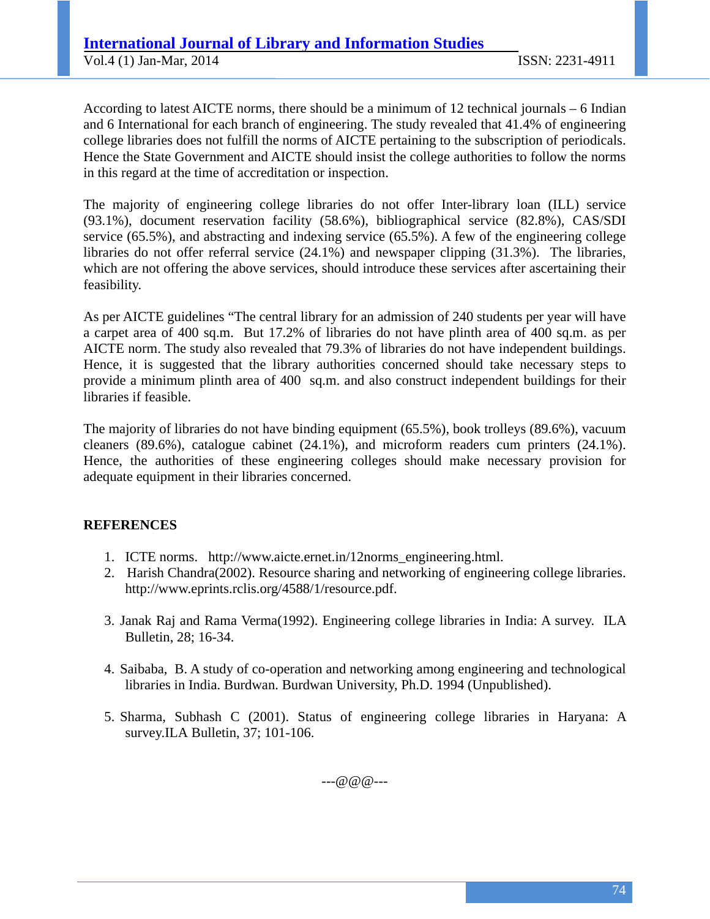According to latest AICTE norms, there should be a minimum of 12 technical journals – 6 Indian and 6 International for each branch of engineering. The study revealed that 41.4% of engineering college libraries does not fulfill the norms of AICTE pertaining to the subscription of periodicals. Hence the State Government and AICTE should insist the college authorities to follow the norms in this regard at the time of accreditation or inspection.

The majority of engineering college libraries do not offer Inter-library loan (ILL) service (93.1%), document reservation facility (58.6%), bibliographical service (82.8%), CAS/SDI service (65.5%), and abstracting and indexing service (65.5%). A few of the engineering college libraries do not offer referral service (24.1%) and newspaper clipping (31.3%). The libraries, which are not offering the above services, should introduce these services after ascertaining their feasibility.

As per AICTE guidelines "The central library for an admission of 240 students per year will have a carpet area of 400 sq.m. But 17.2% of libraries do not have plinth area of 400 sq.m. as per AICTE norm. The study also revealed that 79.3% of libraries do not have independent buildings. Hence, it is suggested that the library authorities concerned should take necessary steps to provide a minimum plinth area of 400 sq.m. and also construct independent buildings for their libraries if feasible.

The majority of libraries do not have binding equipment (65.5%), book trolleys (89.6%), vacuum cleaners (89.6%), catalogue cabinet (24.1%), and microform readers cum printers (24.1%). Hence, the authorities of these engineering colleges should make necessary provision for adequate equipment in their libraries concerned.

**REFERENCES**

1. ICTE norms. http://www.aicte.ernet.in/12norms_engineering.html.
2. Harish Chandra(2002). Resource sharing and networking of engineering college libraries. http://www.eprints.rclis.org/4588/1/resource.pdf.
3. Janak Raj and Rama Verma(1992). Engineering college libraries in India: A survey. ILA Bulletin, 28; 16-34.
4. Saibaba, B. A study of co-operation and networking among engineering and technological libraries in India. Burdwan. Burdwan University, Ph.D. 1994 (Unpublished).
5. Sharma, Subhash C (2001). Status of engineering college libraries in Haryana: A survey.ILA Bulletin, 37; 101-106.

---@@@---